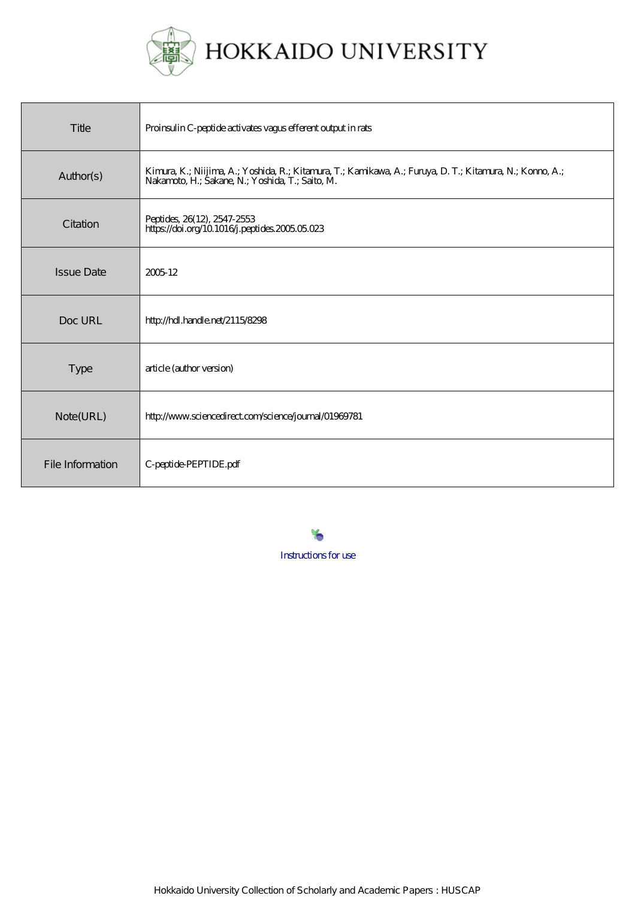# HOKKAIDO UNIVERSITY

| | |
|---|---|
| Title | Proinsulin C-peptide activates vagus efferent output in rats |
| Author(s) | Kimura, K.; Niijima, A.; Yoshida, R.; Kitamura, T.; Kamikawa, A.; Furuya, D. T.; Kitamura, N.; Konno, A.; Nakamoto, H.; Sakane, N.; Yoshida, T.; Saito, M. |
| Citation | Peptides, 26(12), 2547-2553<br>https://doi.org/10.1016/j.peptides.2005.05.023 |
| Issue Date | 2005-12 |
| Doc URL | http://hdl.handle.net/2115/8298 |
| Type | article (author version) |
| Note(URL) | http://www.sciencedirect.com/science/journal/01969781 |
| File Information | C-peptide-PEPTIDE.pdf |

Instructions for use

Hokkaido University Collection of Scholarly and Academic Papers : HUSCAP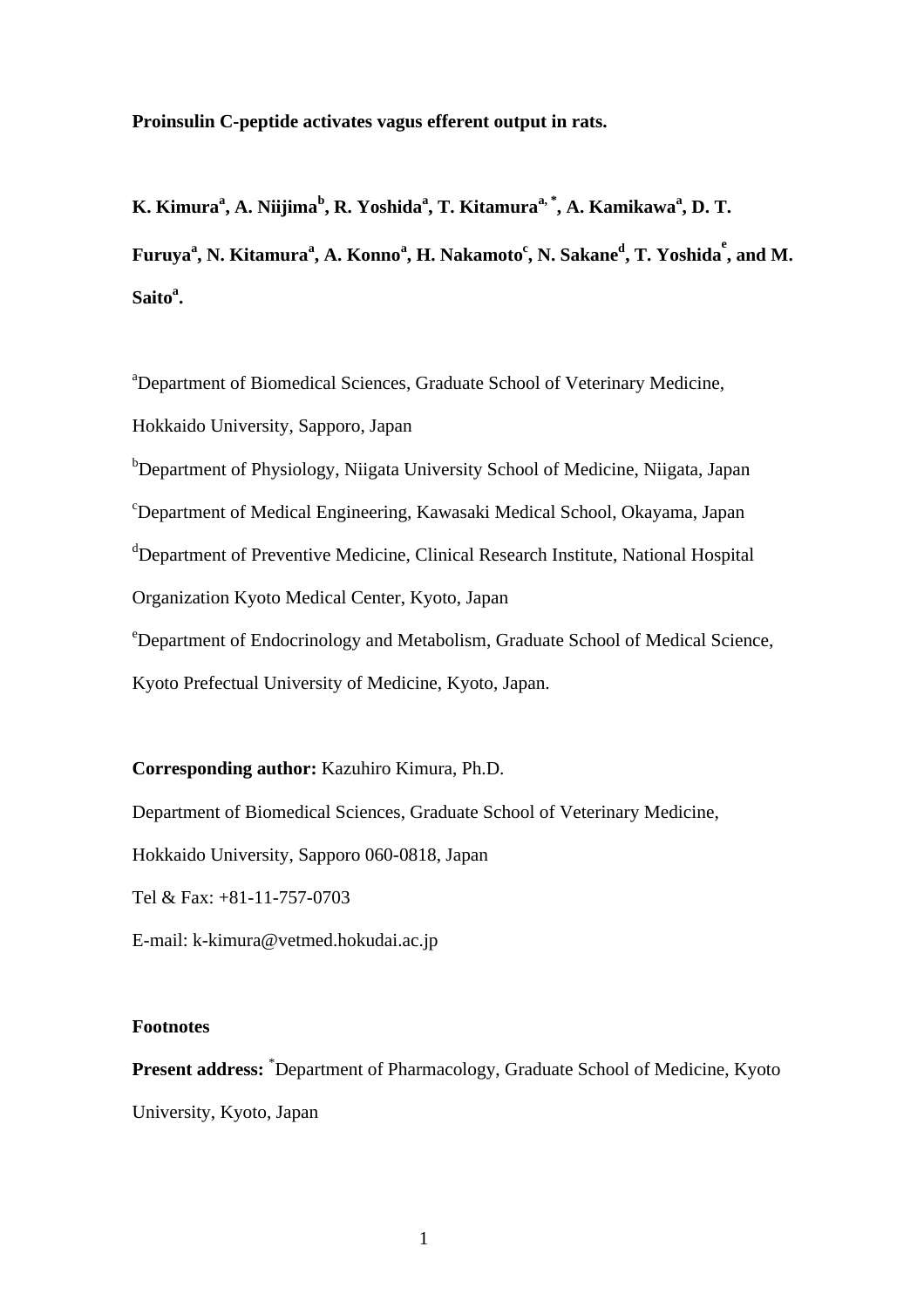**Proinsulin C-peptide activates vagus efferent output in rats.**

**K. Kimura[a], A. Niijima[b], R. Yoshida[a], T. Kitamura[a, *], A. Kamikawa[a], D. T. Furuya[a], N. Kitamura[a], A. Konno[a], H. Nakamoto[c], N. Sakane[d], T. Yoshida[e], and M. Saito[a].**

[a]Department of Biomedical Sciences, Graduate School of Veterinary Medicine, Hokkaido University, Sapporo, Japan

[b]Department of Physiology, Niigata University School of Medicine, Niigata, Japan

[c]Department of Medical Engineering, Kawasaki Medical School, Okayama, Japan

[d]Department of Preventive Medicine, Clinical Research Institute, National Hospital Organization Kyoto Medical Center, Kyoto, Japan

[e]Department of Endocrinology and Metabolism, Graduate School of Medical Science, Kyoto Prefectual University of Medicine, Kyoto, Japan.

**Corresponding author:** Kazuhiro Kimura, Ph.D.

Department of Biomedical Sciences, Graduate School of Veterinary Medicine,

Hokkaido University, Sapporo 060-0818, Japan

Tel & Fax: +81-11-757-0703

E-mail: k-kimura@vetmed.hokudai.ac.jp

**Footnotes**

**Present address:** [*]Department of Pharmacology, Graduate School of Medicine, Kyoto University, Kyoto, Japan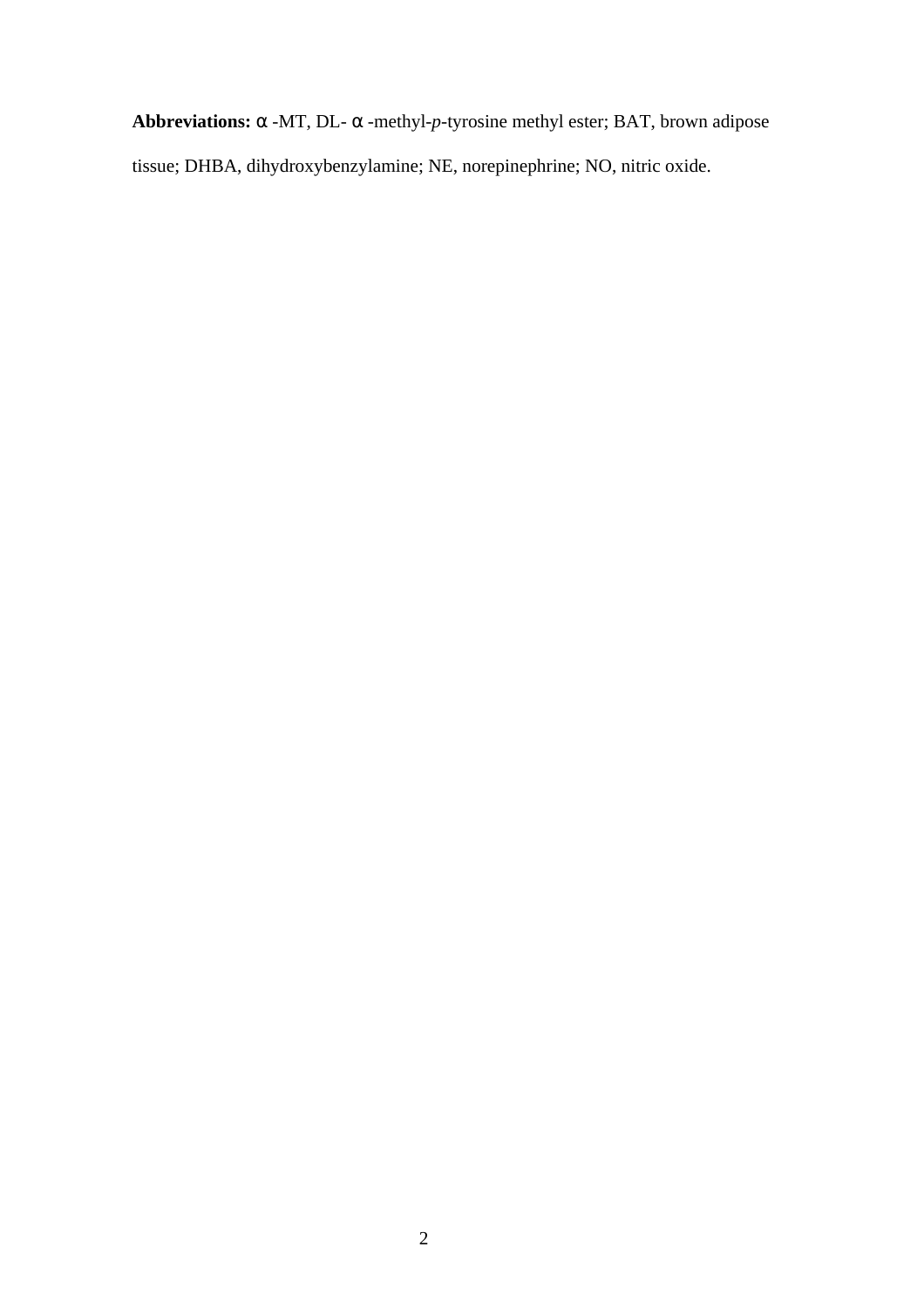**Abbreviations:** α-MT, DL-α-methyl-*p*-tyrosine methyl ester; BAT, brown adipose tissue; DHBA, dihydroxybenzylamine; NE, norepinephrine; NO, nitric oxide.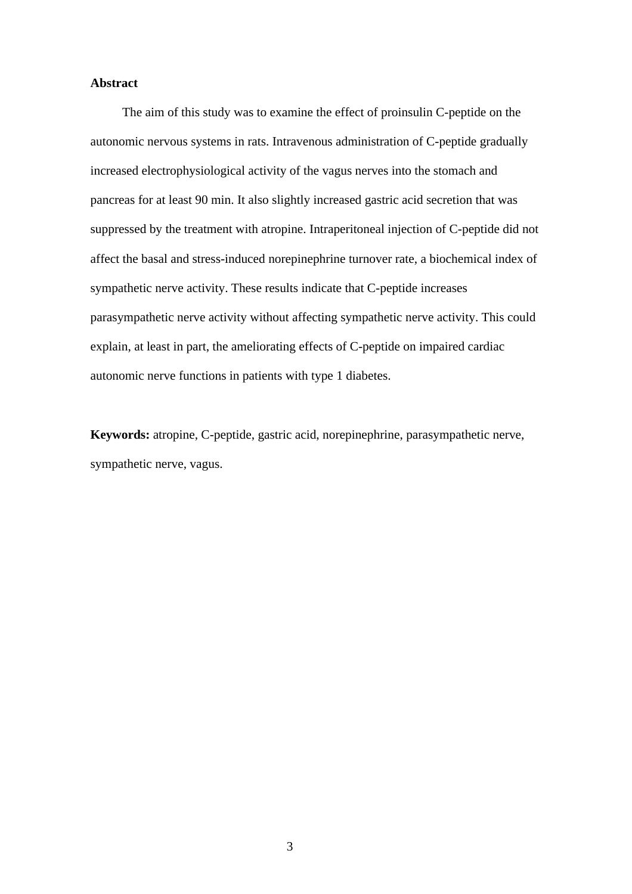## Abstract

The aim of this study was to examine the effect of proinsulin C-peptide on the autonomic nervous systems in rats. Intravenous administration of C-peptide gradually increased electrophysiological activity of the vagus nerves into the stomach and pancreas for at least 90 min. It also slightly increased gastric acid secretion that was suppressed by the treatment with atropine. Intraperitoneal injection of C-peptide did not affect the basal and stress-induced norepinephrine turnover rate, a biochemical index of sympathetic nerve activity. These results indicate that C-peptide increases parasympathetic nerve activity without affecting sympathetic nerve activity. This could explain, at least in part, the ameliorating effects of C-peptide on impaired cardiac autonomic nerve functions in patients with type 1 diabetes.

**Keywords:** atropine, C-peptide, gastric acid, norepinephrine, parasympathetic nerve, sympathetic nerve, vagus.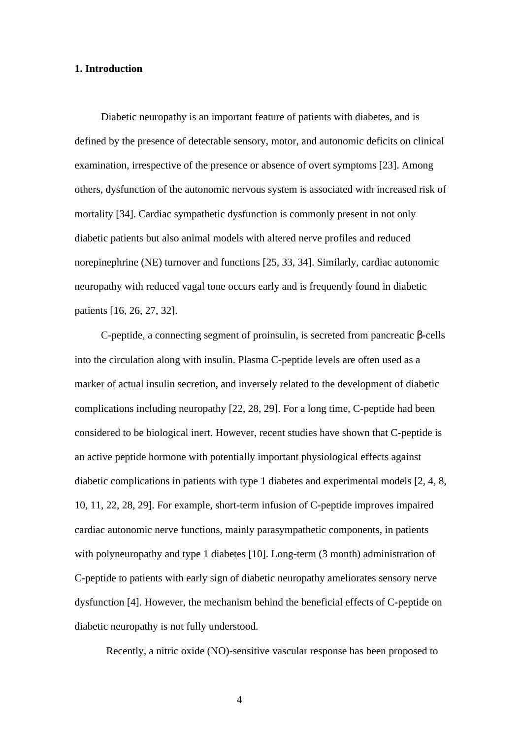## 1. Introduction

Diabetic neuropathy is an important feature of patients with diabetes, and is defined by the presence of detectable sensory, motor, and autonomic deficits on clinical examination, irrespective of the presence or absence of overt symptoms [23]. Among others, dysfunction of the autonomic nervous system is associated with increased risk of mortality [34]. Cardiac sympathetic dysfunction is commonly present in not only diabetic patients but also animal models with altered nerve profiles and reduced norepinephrine (NE) turnover and functions [25, 33, 34]. Similarly, cardiac autonomic neuropathy with reduced vagal tone occurs early and is frequently found in diabetic patients [16, 26, 27, 32].

C-peptide, a connecting segment of proinsulin, is secreted from pancreatic β-cells into the circulation along with insulin. Plasma C-peptide levels are often used as a marker of actual insulin secretion, and inversely related to the development of diabetic complications including neuropathy [22, 28, 29]. For a long time, C-peptide had been considered to be biological inert. However, recent studies have shown that C-peptide is an active peptide hormone with potentially important physiological effects against diabetic complications in patients with type 1 diabetes and experimental models [2, 4, 8, 10, 11, 22, 28, 29]. For example, short-term infusion of C-peptide improves impaired cardiac autonomic nerve functions, mainly parasympathetic components, in patients with polyneuropathy and type 1 diabetes [10]. Long-term (3 month) administration of C-peptide to patients with early sign of diabetic neuropathy ameliorates sensory nerve dysfunction [4]. However, the mechanism behind the beneficial effects of C-peptide on diabetic neuropathy is not fully understood.

Recently, a nitric oxide (NO)-sensitive vascular response has been proposed to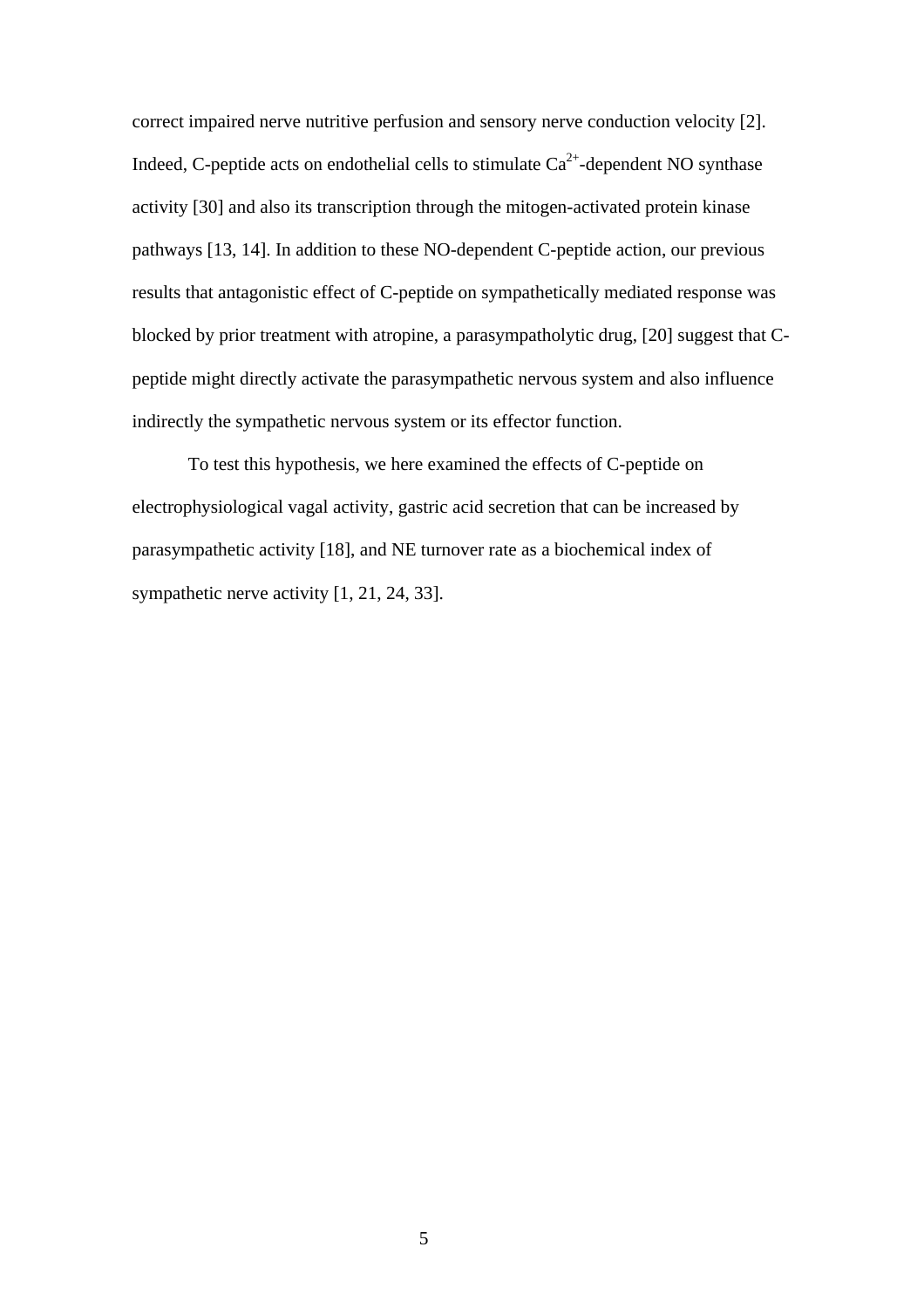correct impaired nerve nutritive perfusion and sensory nerve conduction velocity [2]. Indeed, C-peptide acts on endothelial cells to stimulate $Ca^{2+}$-dependent NO synthase activity [30] and also its transcription through the mitogen-activated protein kinase pathways [13, 14]. In addition to these NO-dependent C-peptide action, our previous results that antagonistic effect of C-peptide on sympathetically mediated response was blocked by prior treatment with atropine, a parasympatholytic drug, [20] suggest that C-peptide might directly activate the parasympathetic nervous system and also influence indirectly the sympathetic nervous system or its effector function.

To test this hypothesis, we here examined the effects of C-peptide on electrophysiological vagal activity, gastric acid secretion that can be increased by parasympathetic activity [18], and NE turnover rate as a biochemical index of sympathetic nerve activity [1, 21, 24, 33].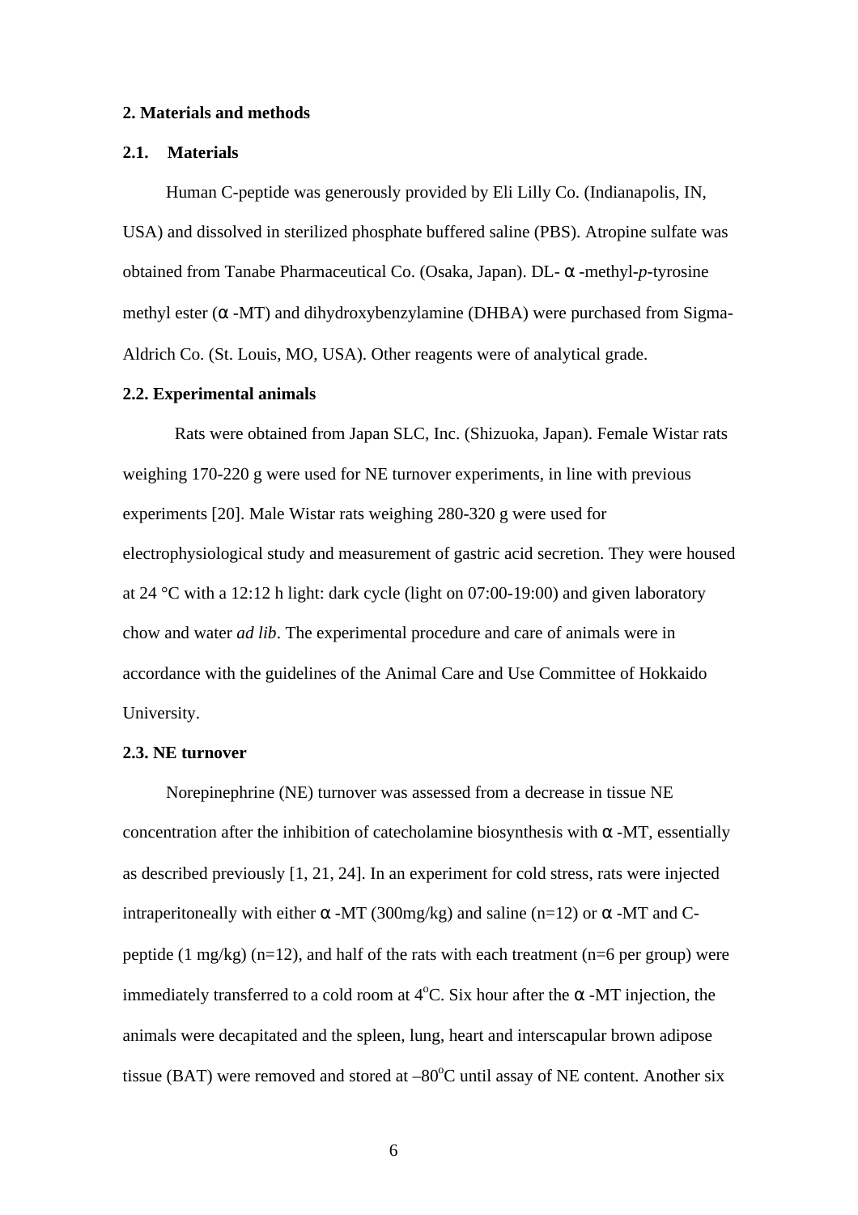## 2. Materials and methods

### 2.1. Materials

Human C-peptide was generously provided by Eli Lilly Co. (Indianapolis, IN, USA) and dissolved in sterilized phosphate buffered saline (PBS). Atropine sulfate was obtained from Tanabe Pharmaceutical Co. (Osaka, Japan). DL-α-methyl-*p*-tyrosine methyl ester (α-MT) and dihydroxybenzylamine (DHBA) were purchased from Sigma-Aldrich Co. (St. Louis, MO, USA). Other reagents were of analytical grade.

### 2.2. Experimental animals

Rats were obtained from Japan SLC, Inc. (Shizuoka, Japan). Female Wistar rats weighing 170-220 g were used for NE turnover experiments, in line with previous experiments [20]. Male Wistar rats weighing 280-320 g were used for electrophysiological study and measurement of gastric acid secretion. They were housed at 24 °C with a 12:12 h light: dark cycle (light on 07:00-19:00) and given laboratory chow and water *ad lib*. The experimental procedure and care of animals were in accordance with the guidelines of the Animal Care and Use Committee of Hokkaido University.

### 2.3. NE turnover

Norepinephrine (NE) turnover was assessed from a decrease in tissue NE concentration after the inhibition of catecholamine biosynthesis with α-MT, essentially as described previously [1, 21, 24]. In an experiment for cold stress, rats were injected intraperitoneally with either α-MT (300mg/kg) and saline (n=12) or α-MT and C-peptide (1 mg/kg) (n=12), and half of the rats with each treatment (n=6 per group) were immediately transferred to a cold room at $4^{o}$C. Six hour after the α-MT injection, the animals were decapitated and the spleen, lung, heart and interscapular brown adipose tissue (BAT) were removed and stored at $-80^{o}$C until assay of NE content. Another six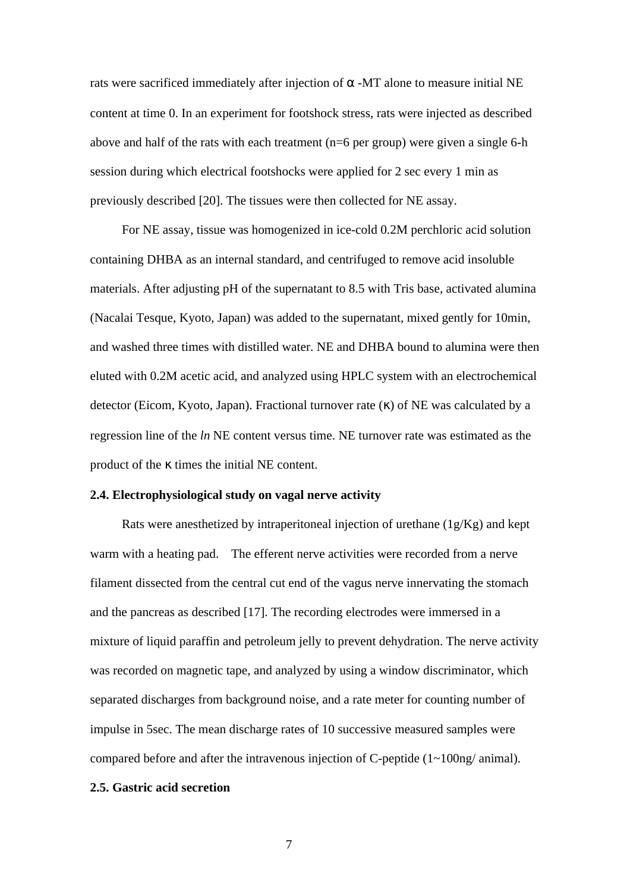rats were sacrificed immediately after injection of α-MT alone to measure initial NE content at time 0. In an experiment for footshock stress, rats were injected as described above and half of the rats with each treatment (n=6 per group) were given a single 6-h session during which electrical footshocks were applied for 2 sec every 1 min as previously described [20]. The tissues were then collected for NE assay.

For NE assay, tissue was homogenized in ice-cold 0.2M perchloric acid solution containing DHBA as an internal standard, and centrifuged to remove acid insoluble materials. After adjusting pH of the supernatant to 8.5 with Tris base, activated alumina (Nacalai Tesque, Kyoto, Japan) was added to the supernatant, mixed gently for 10min, and washed three times with distilled water. NE and DHBA bound to alumina were then eluted with 0.2M acetic acid, and analyzed using HPLC system with an electrochemical detector (Eicom, Kyoto, Japan). Fractional turnover rate (κ) of NE was calculated by a regression line of the *ln* NE content versus time. NE turnover rate was estimated as the product of the κ times the initial NE content.

**2.4. Electrophysiological study on vagal nerve activity**

Rats were anesthetized by intraperitoneal injection of urethane (1g/Kg) and kept warm with a heating pad. The efferent nerve activities were recorded from a nerve filament dissected from the central cut end of the vagus nerve innervating the stomach and the pancreas as described [17]. The recording electrodes were immersed in a mixture of liquid paraffin and petroleum jelly to prevent dehydration. The nerve activity was recorded on magnetic tape, and analyzed by using a window discriminator, which separated discharges from background noise, and a rate meter for counting number of impulse in 5sec. The mean discharge rates of 10 successive measured samples were compared before and after the intravenous injection of C-peptide (1~100ng/ animal).

**2.5. Gastric acid secretion**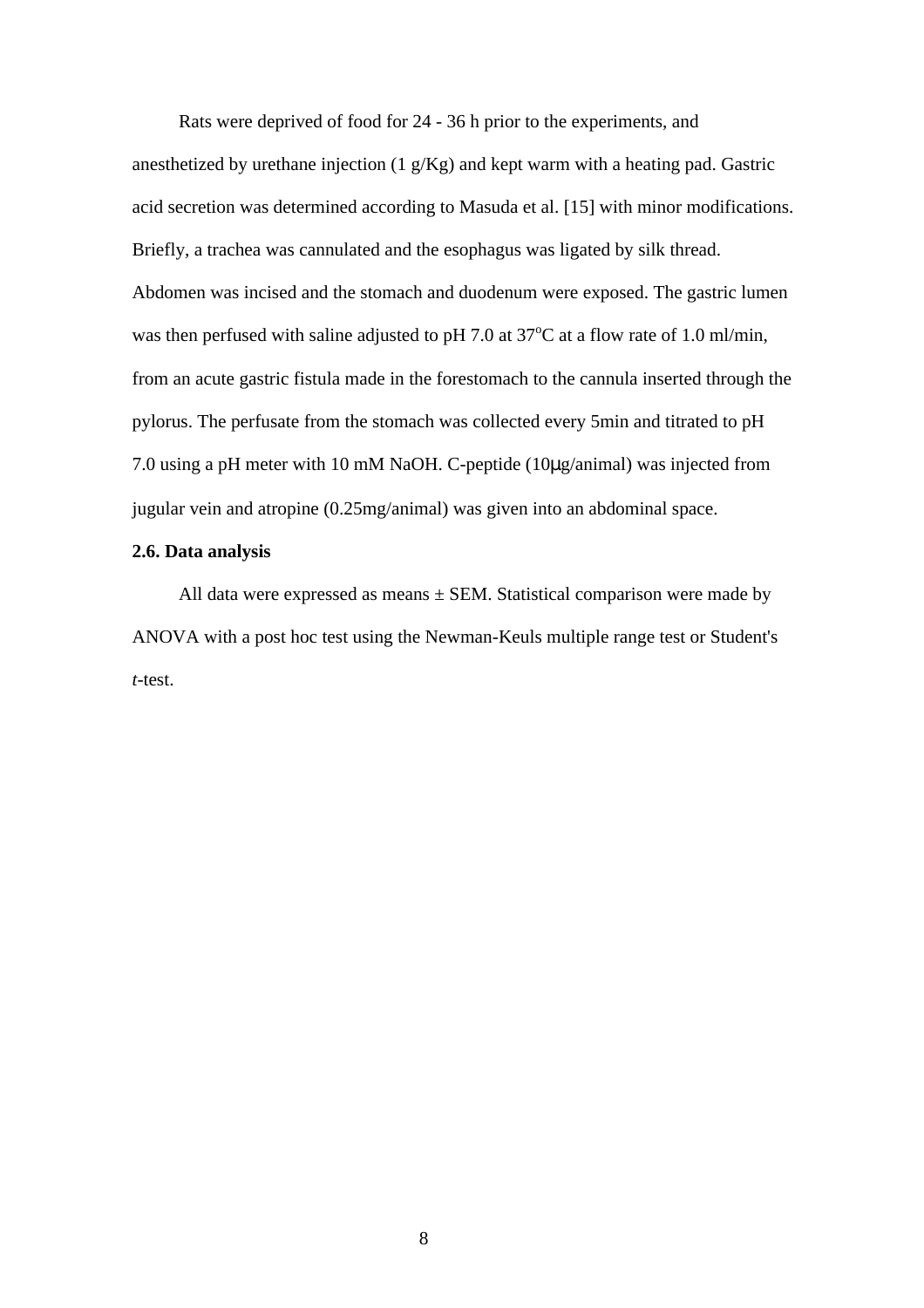Rats were deprived of food for 24 - 36 h prior to the experiments, and anesthetized by urethane injection (1 g/Kg) and kept warm with a heating pad. Gastric acid secretion was determined according to Masuda et al. [15] with minor modifications. Briefly, a trachea was cannulated and the esophagus was ligated by silk thread. Abdomen was incised and the stomach and duodenum were exposed. The gastric lumen was then perfused with saline adjusted to pH 7.0 at 37$^{o}$C at a flow rate of 1.0 ml/min, from an acute gastric fistula made in the forestomach to the cannula inserted through the pylorus. The perfusate from the stomach was collected every 5min and titrated to pH 7.0 using a pH meter with 10 mM NaOH. C-peptide (10μg/animal) was injected from jugular vein and atropine (0.25mg/animal) was given into an abdominal space.

**2.6. Data analysis**

All data were expressed as means ± SEM. Statistical comparison were made by ANOVA with a post hoc test using the Newman-Keuls multiple range test or Student's *t*-test.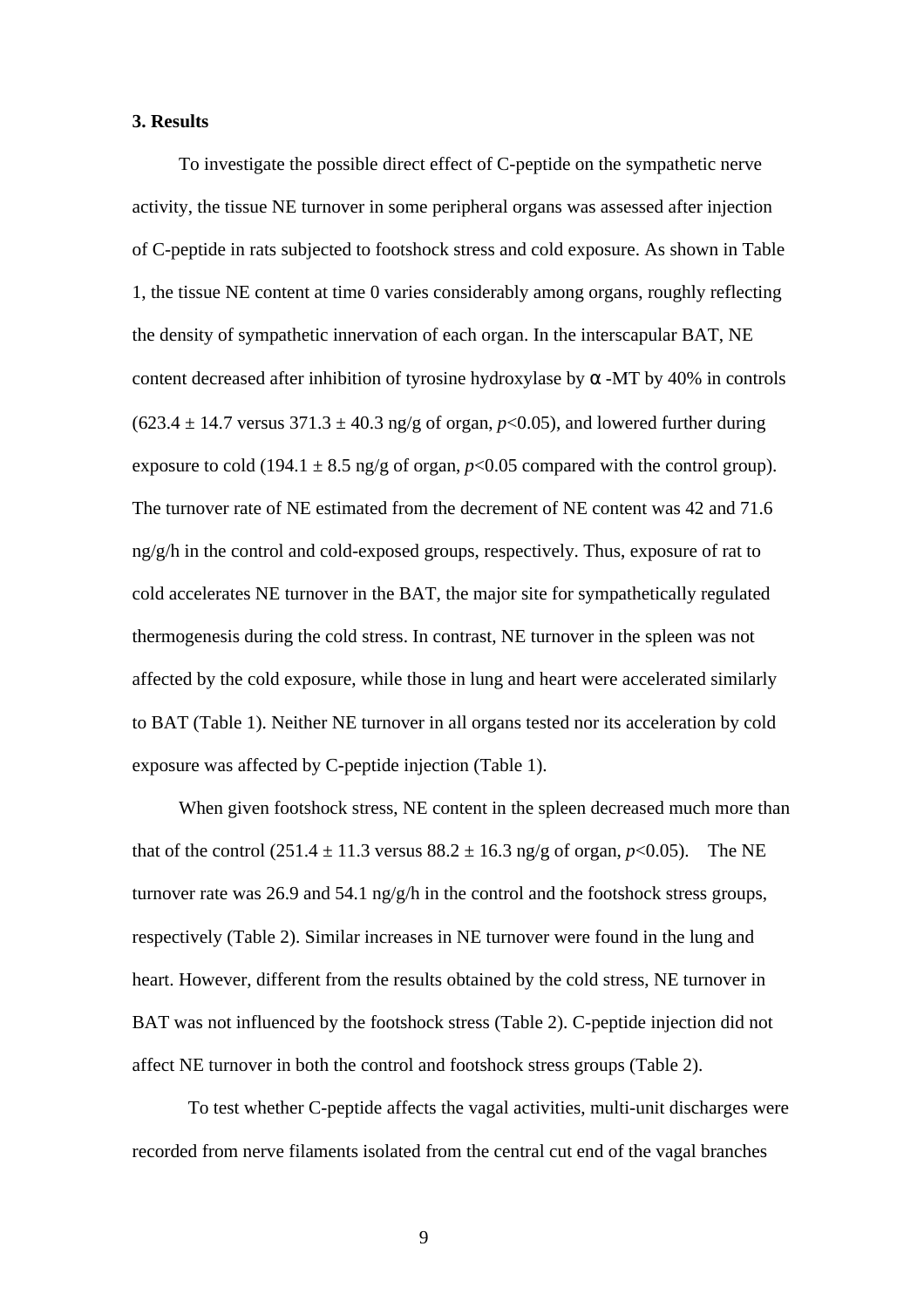### 3. Results

To investigate the possible direct effect of C-peptide on the sympathetic nerve activity, the tissue NE turnover in some peripheral organs was assessed after injection of C-peptide in rats subjected to footshock stress and cold exposure. As shown in Table 1, the tissue NE content at time 0 varies considerably among organs, roughly reflecting the density of sympathetic innervation of each organ. In the interscapular BAT, NE content decreased after inhibition of tyrosine hydroxylase by $\alpha$-MT by 40% in controls ($623.4 \pm 14.7$ versus $371.3 \pm 40.3$ ng/g of organ, $p<0.05$), and lowered further during exposure to cold ($194.1 \pm 8.5$ ng/g of organ, $p<0.05$ compared with the control group). The turnover rate of NE estimated from the decrement of NE content was 42 and 71.6 ng/g/h in the control and cold-exposed groups, respectively. Thus, exposure of rat to cold accelerates NE turnover in the BAT, the major site for sympathetically regulated thermogenesis during the cold stress. In contrast, NE turnover in the spleen was not affected by the cold exposure, while those in lung and heart were accelerated similarly to BAT (Table 1). Neither NE turnover in all organs tested nor its acceleration by cold exposure was affected by C-peptide injection (Table 1).

When given footshock stress, NE content in the spleen decreased much more than that of the control ($251.4 \pm 11.3$ versus $88.2 \pm 16.3$ ng/g of organ, $p<0.05$). The NE turnover rate was 26.9 and 54.1 ng/g/h in the control and the footshock stress groups, respectively (Table 2). Similar increases in NE turnover were found in the lung and heart. However, different from the results obtained by the cold stress, NE turnover in BAT was not influenced by the footshock stress (Table 2). C-peptide injection did not affect NE turnover in both the control and footshock stress groups (Table 2).

To test whether C-peptide affects the vagal activities, multi-unit discharges were recorded from nerve filaments isolated from the central cut end of the vagal branches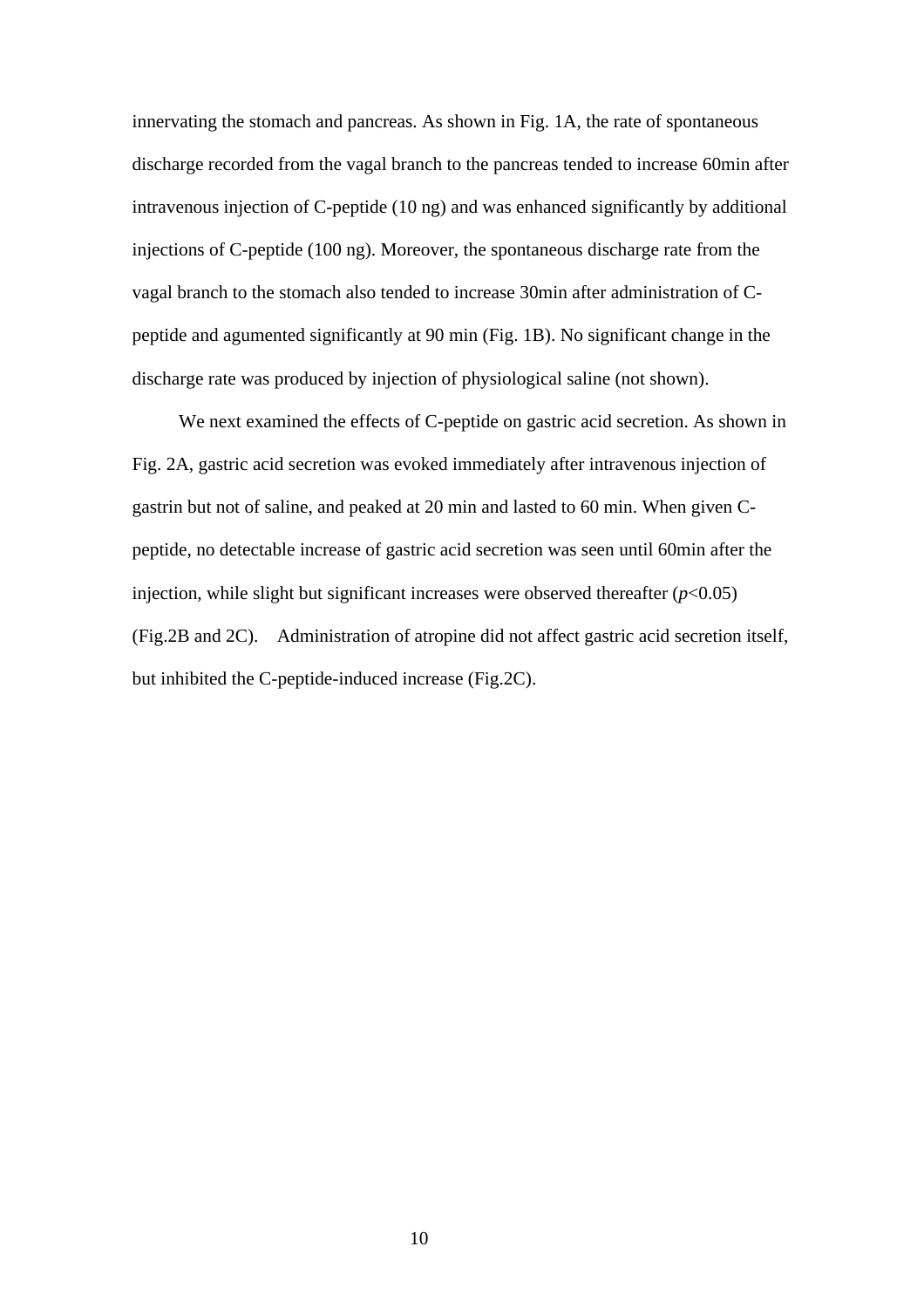innervating the stomach and pancreas. As shown in Fig. 1A, the rate of spontaneous discharge recorded from the vagal branch to the pancreas tended to increase 60min after intravenous injection of C-peptide (10 ng) and was enhanced significantly by additional injections of C-peptide (100 ng). Moreover, the spontaneous discharge rate from the vagal branch to the stomach also tended to increase 30min after administration of C-peptide and agumented significantly at 90 min (Fig. 1B). No significant change in the discharge rate was produced by injection of physiological saline (not shown).

We next examined the effects of C-peptide on gastric acid secretion. As shown in Fig. 2A, gastric acid secretion was evoked immediately after intravenous injection of gastrin but not of saline, and peaked at 20 min and lasted to 60 min. When given C-peptide, no detectable increase of gastric acid secretion was seen until 60min after the injection, while slight but significant increases were observed thereafter ($p$<0.05) (Fig.2B and 2C). Administration of atropine did not affect gastric acid secretion itself, but inhibited the C-peptide-induced increase (Fig.2C).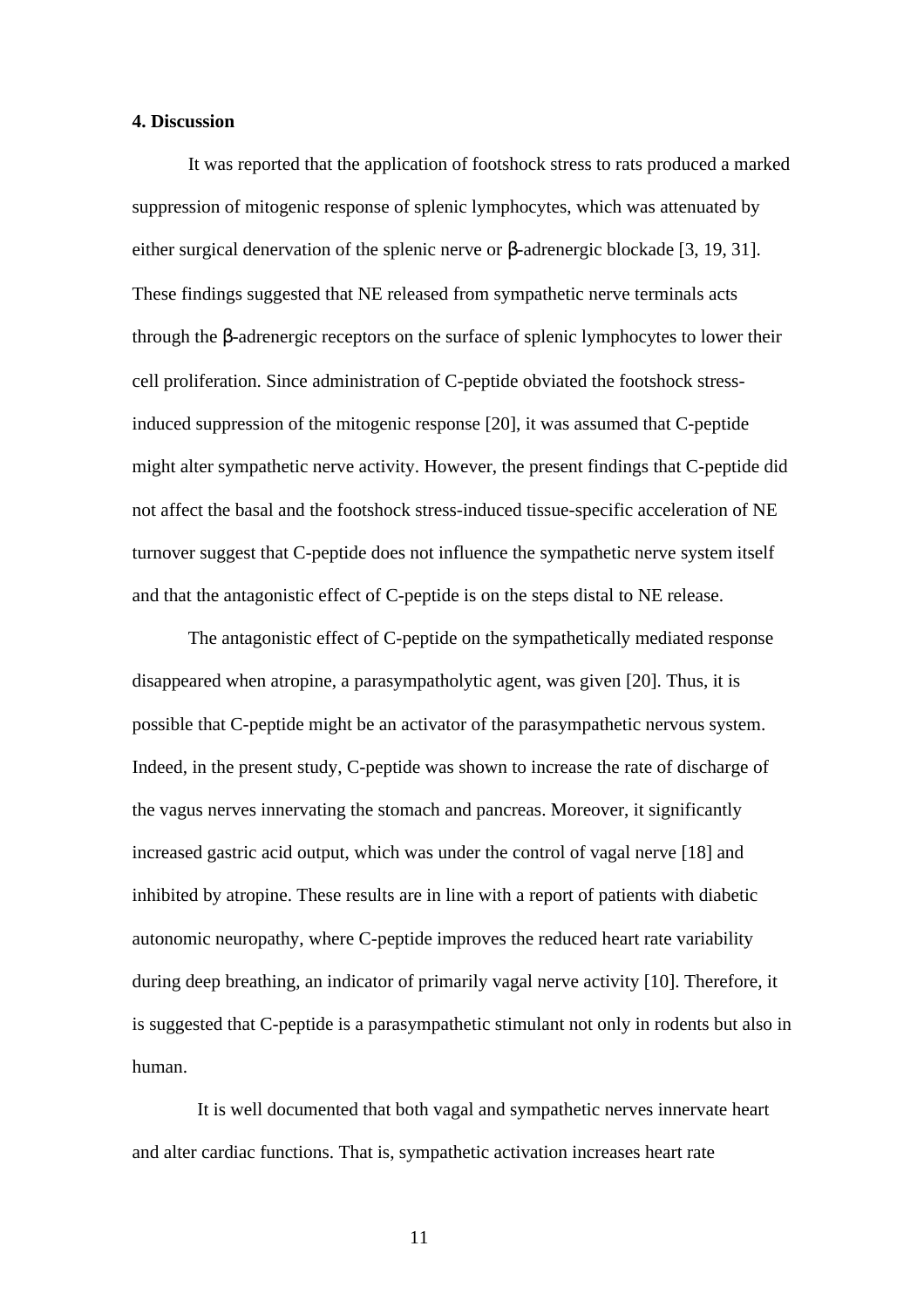## 4. Discussion

It was reported that the application of footshock stress to rats produced a marked suppression of mitogenic response of splenic lymphocytes, which was attenuated by either surgical denervation of the splenic nerve or β-adrenergic blockade [3, 19, 31]. These findings suggested that NE released from sympathetic nerve terminals acts through the β-adrenergic receptors on the surface of splenic lymphocytes to lower their cell proliferation. Since administration of C-peptide obviated the footshock stress-induced suppression of the mitogenic response [20], it was assumed that C-peptide might alter sympathetic nerve activity. However, the present findings that C-peptide did not affect the basal and the footshock stress-induced tissue-specific acceleration of NE turnover suggest that C-peptide does not influence the sympathetic nerve system itself and that the antagonistic effect of C-peptide is on the steps distal to NE release.

The antagonistic effect of C-peptide on the sympathetically mediated response disappeared when atropine, a parasympatholytic agent, was given [20]. Thus, it is possible that C-peptide might be an activator of the parasympathetic nervous system. Indeed, in the present study, C-peptide was shown to increase the rate of discharge of the vagus nerves innervating the stomach and pancreas. Moreover, it significantly increased gastric acid output, which was under the control of vagal nerve [18] and inhibited by atropine. These results are in line with a report of patients with diabetic autonomic neuropathy, where C-peptide improves the reduced heart rate variability during deep breathing, an indicator of primarily vagal nerve activity [10]. Therefore, it is suggested that C-peptide is a parasympathetic stimulant not only in rodents but also in human.

It is well documented that both vagal and sympathetic nerves innervate heart and alter cardiac functions. That is, sympathetic activation increases heart rate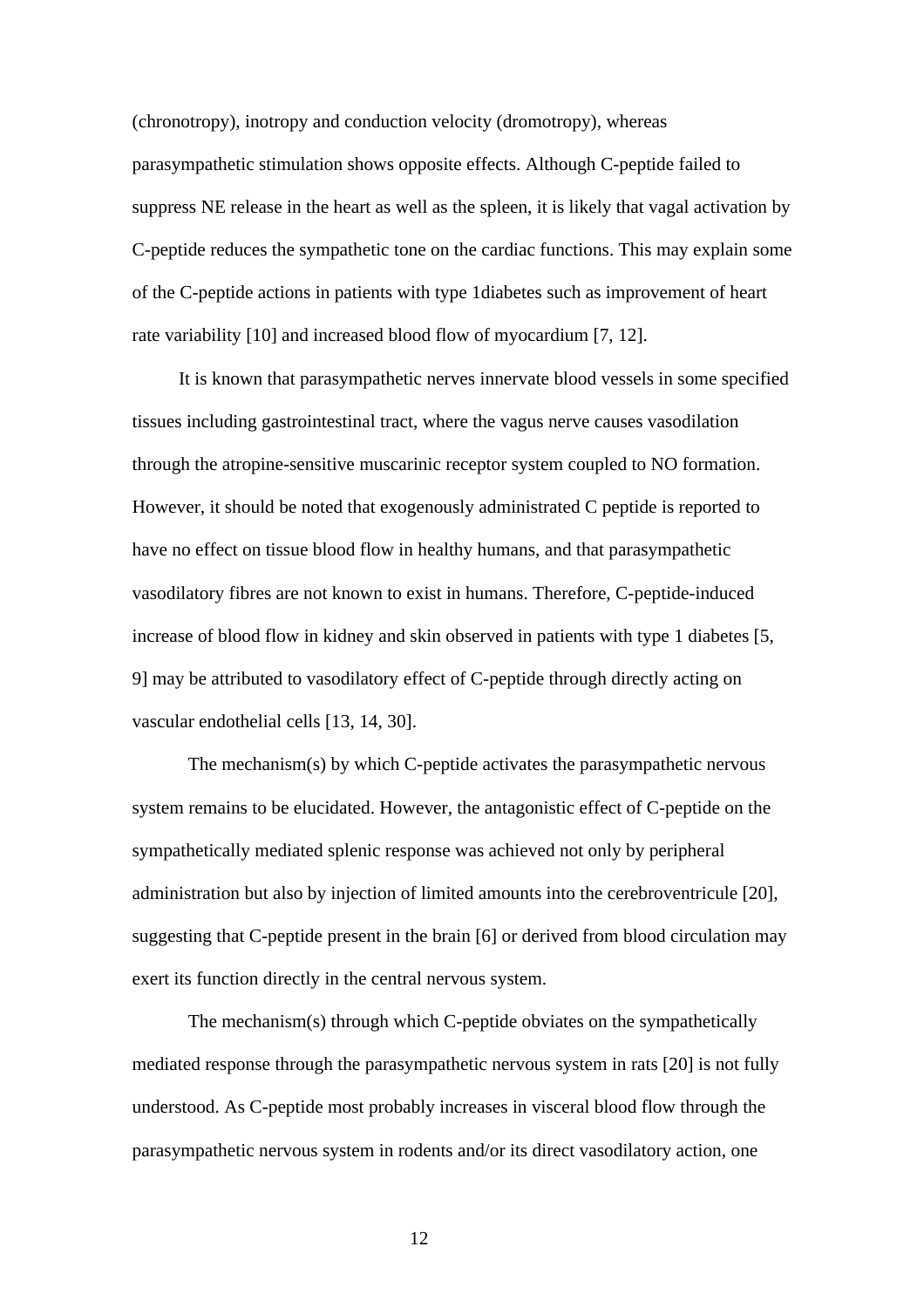(chronotropy), inotropy and conduction velocity (dromotropy), whereas parasympathetic stimulation shows opposite effects. Although C-peptide failed to suppress NE release in the heart as well as the spleen, it is likely that vagal activation by C-peptide reduces the sympathetic tone on the cardiac functions. This may explain some of the C-peptide actions in patients with type 1diabetes such as improvement of heart rate variability [10] and increased blood flow of myocardium [7, 12].

It is known that parasympathetic nerves innervate blood vessels in some specified tissues including gastrointestinal tract, where the vagus nerve causes vasodilation through the atropine-sensitive muscarinic receptor system coupled to NO formation. However, it should be noted that exogenously administrated C peptide is reported to have no effect on tissue blood flow in healthy humans, and that parasympathetic vasodilatory fibres are not known to exist in humans. Therefore, C-peptide-induced increase of blood flow in kidney and skin observed in patients with type 1 diabetes [5, 9] may be attributed to vasodilatory effect of C-peptide through directly acting on vascular endothelial cells [13, 14, 30].

The mechanism(s) by which C-peptide activates the parasympathetic nervous system remains to be elucidated. However, the antagonistic effect of C-peptide on the sympathetically mediated splenic response was achieved not only by peripheral administration but also by injection of limited amounts into the cerebroventricule [20], suggesting that C-peptide present in the brain [6] or derived from blood circulation may exert its function directly in the central nervous system.

The mechanism(s) through which C-peptide obviates on the sympathetically mediated response through the parasympathetic nervous system in rats [20] is not fully understood. As C-peptide most probably increases in visceral blood flow through the parasympathetic nervous system in rodents and/or its direct vasodilatory action, one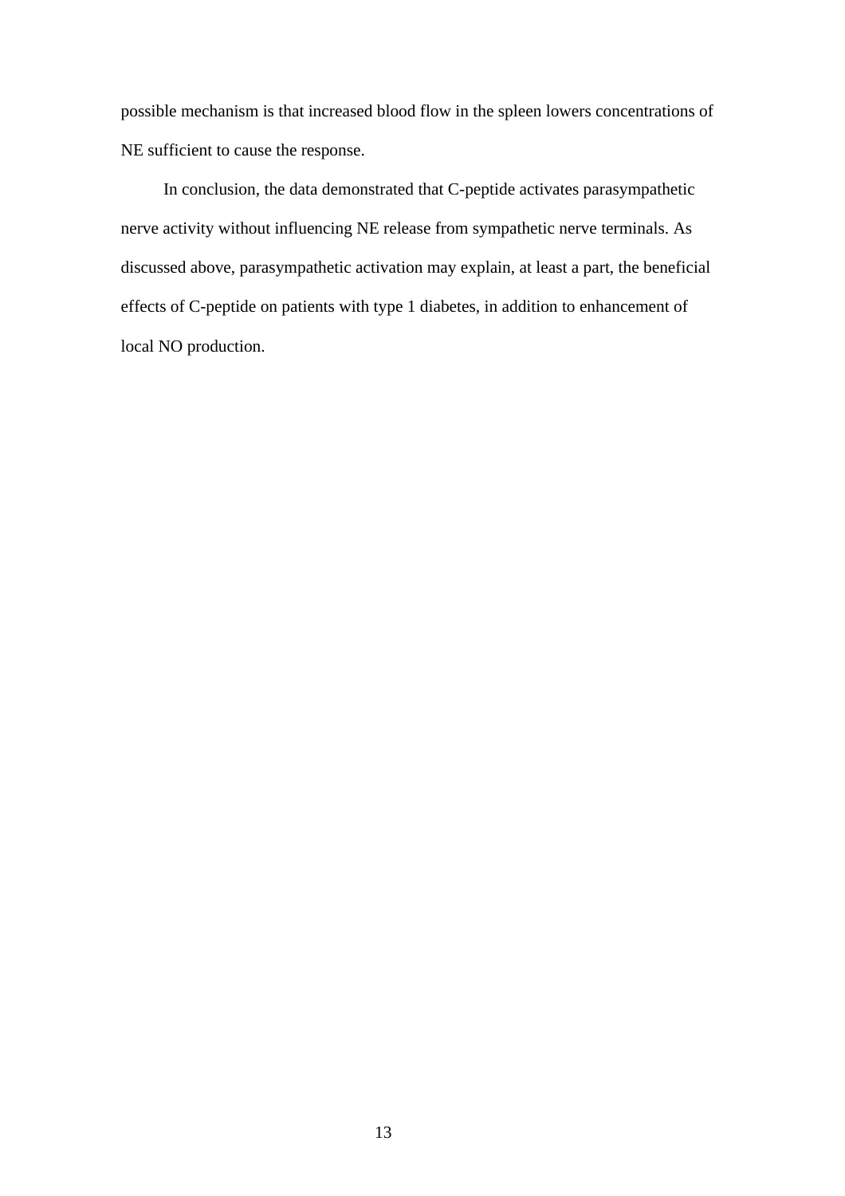possible mechanism is that increased blood flow in the spleen lowers concentrations of NE sufficient to cause the response.

In conclusion, the data demonstrated that C-peptide activates parasympathetic nerve activity without influencing NE release from sympathetic nerve terminals. As discussed above, parasympathetic activation may explain, at least a part, the beneficial effects of C-peptide on patients with type 1 diabetes, in addition to enhancement of local NO production.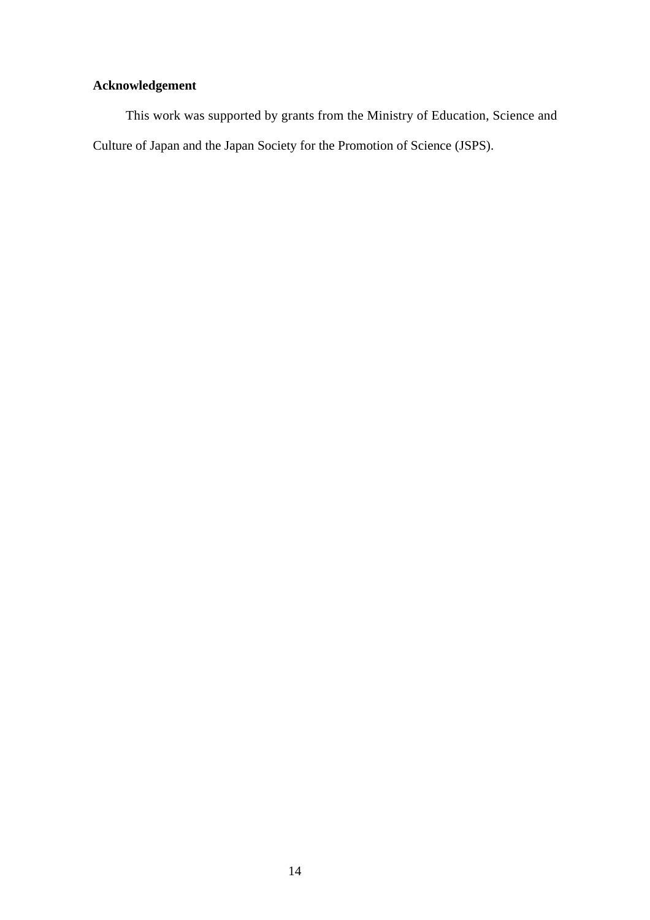**Acknowledgement**

This work was supported by grants from the Ministry of Education, Science and Culture of Japan and the Japan Society for the Promotion of Science (JSPS).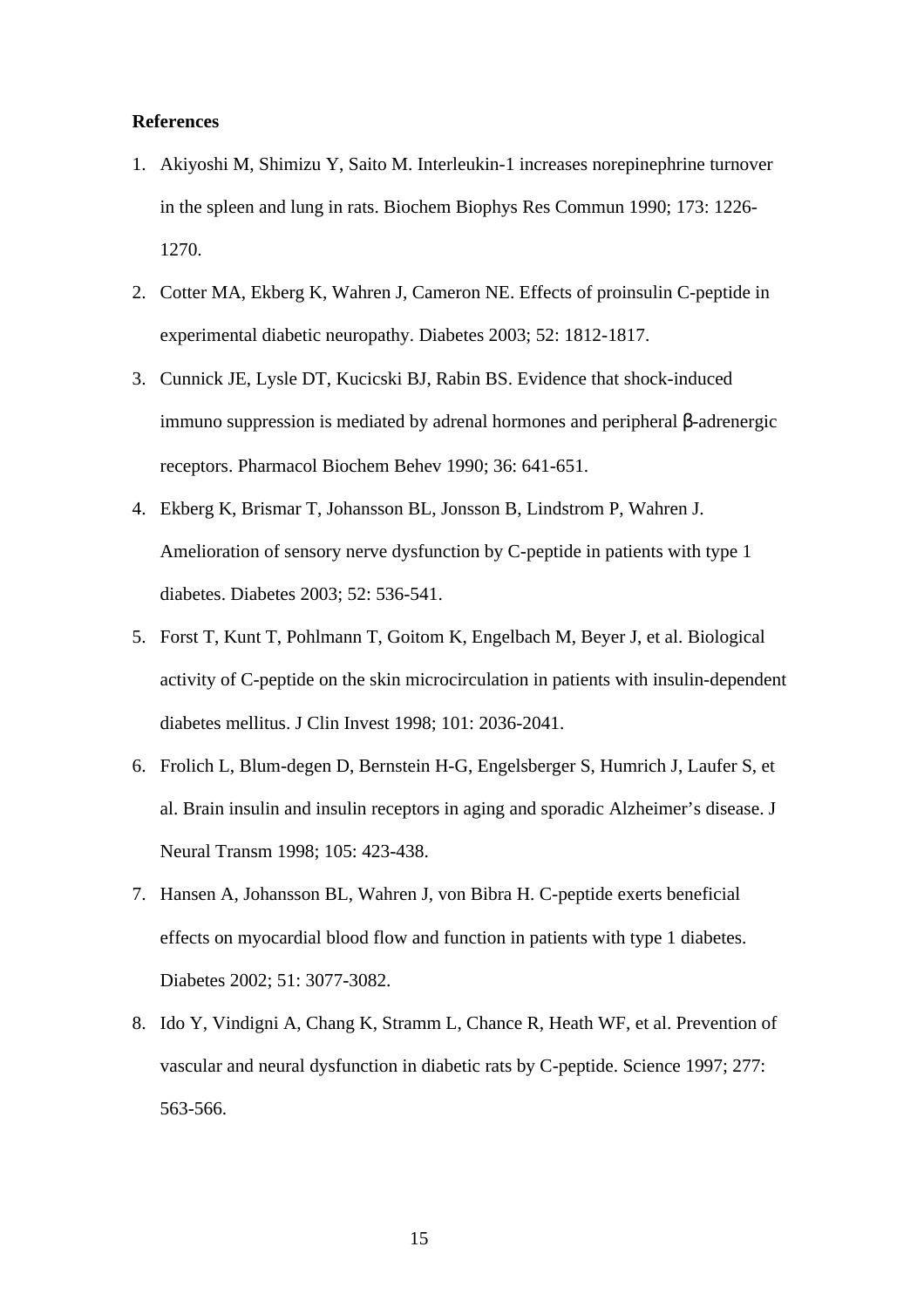**References**

1. Akiyoshi M, Shimizu Y, Saito M. Interleukin-1 increases norepinephrine turnover in the spleen and lung in rats. Biochem Biophys Res Commun 1990; 173: 1226-1270.
2. Cotter MA, Ekberg K, Wahren J, Cameron NE. Effects of proinsulin C-peptide in experimental diabetic neuropathy. Diabetes 2003; 52: 1812-1817.
3. Cunnick JE, Lysle DT, Kucicski BJ, Rabin BS. Evidence that shock-induced immuno suppression is mediated by adrenal hormones and peripheral β-adrenergic receptors. Pharmacol Biochem Behev 1990; 36: 641-651.
4. Ekberg K, Brismar T, Johansson BL, Jonsson B, Lindstrom P, Wahren J. Amelioration of sensory nerve dysfunction by C-peptide in patients with type 1 diabetes. Diabetes 2003; 52: 536-541.
5. Forst T, Kunt T, Pohlmann T, Goitom K, Engelbach M, Beyer J, et al. Biological activity of C-peptide on the skin microcirculation in patients with insulin-dependent diabetes mellitus. J Clin Invest 1998; 101: 2036-2041.
6. Frolich L, Blum-degen D, Bernstein H-G, Engelsberger S, Humrich J, Laufer S, et al. Brain insulin and insulin receptors in aging and sporadic Alzheimer's disease. J Neural Transm 1998; 105: 423-438.
7. Hansen A, Johansson BL, Wahren J, von Bibra H. C-peptide exerts beneficial effects on myocardial blood flow and function in patients with type 1 diabetes. Diabetes 2002; 51: 3077-3082.
8. Ido Y, Vindigni A, Chang K, Stramm L, Chance R, Heath WF, et al. Prevention of vascular and neural dysfunction in diabetic rats by C-peptide. Science 1997; 277: 563-566.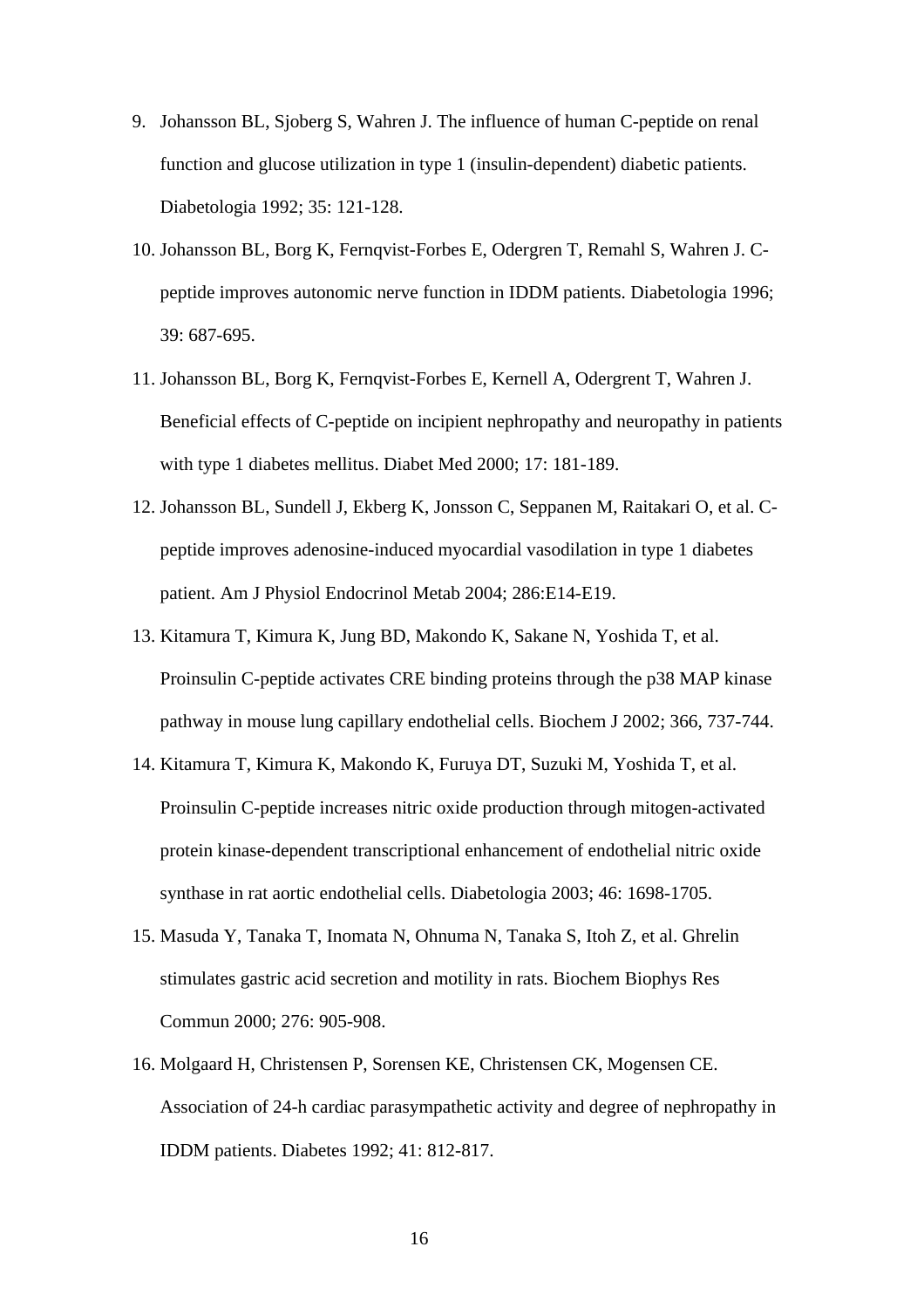9. Johansson BL, Sjoberg S, Wahren J. The influence of human C-peptide on renal function and glucose utilization in type 1 (insulin-dependent) diabetic patients. Diabetologia 1992; 35: 121-128.
10. Johansson BL, Borg K, Fernqvist-Forbes E, Odergren T, Remahl S, Wahren J. C-peptide improves autonomic nerve function in IDDM patients. Diabetologia 1996; 39: 687-695.
11. Johansson BL, Borg K, Fernqvist-Forbes E, Kernell A, Odergrent T, Wahren J. Beneficial effects of C-peptide on incipient nephropathy and neuropathy in patients with type 1 diabetes mellitus. Diabet Med 2000; 17: 181-189.
12. Johansson BL, Sundell J, Ekberg K, Jonsson C, Seppanen M, Raitakari O, et al. C-peptide improves adenosine-induced myocardial vasodilation in type 1 diabetes patient. Am J Physiol Endocrinol Metab 2004; 286:E14-E19.
13. Kitamura T, Kimura K, Jung BD, Makondo K, Sakane N, Yoshida T, et al. Proinsulin C-peptide activates CRE binding proteins through the p38 MAP kinase pathway in mouse lung capillary endothelial cells. Biochem J 2002; 366, 737-744.
14. Kitamura T, Kimura K, Makondo K, Furuya DT, Suzuki M, Yoshida T, et al. Proinsulin C-peptide increases nitric oxide production through mitogen-activated protein kinase-dependent transcriptional enhancement of endothelial nitric oxide synthase in rat aortic endothelial cells. Diabetologia 2003; 46: 1698-1705.
15. Masuda Y, Tanaka T, Inomata N, Ohnuma N, Tanaka S, Itoh Z, et al. Ghrelin stimulates gastric acid secretion and motility in rats. Biochem Biophys Res Commun 2000; 276: 905-908.
16. Molgaard H, Christensen P, Sorensen KE, Christensen CK, Mogensen CE. Association of 24-h cardiac parasympathetic activity and degree of nephropathy in IDDM patients. Diabetes 1992; 41: 812-817.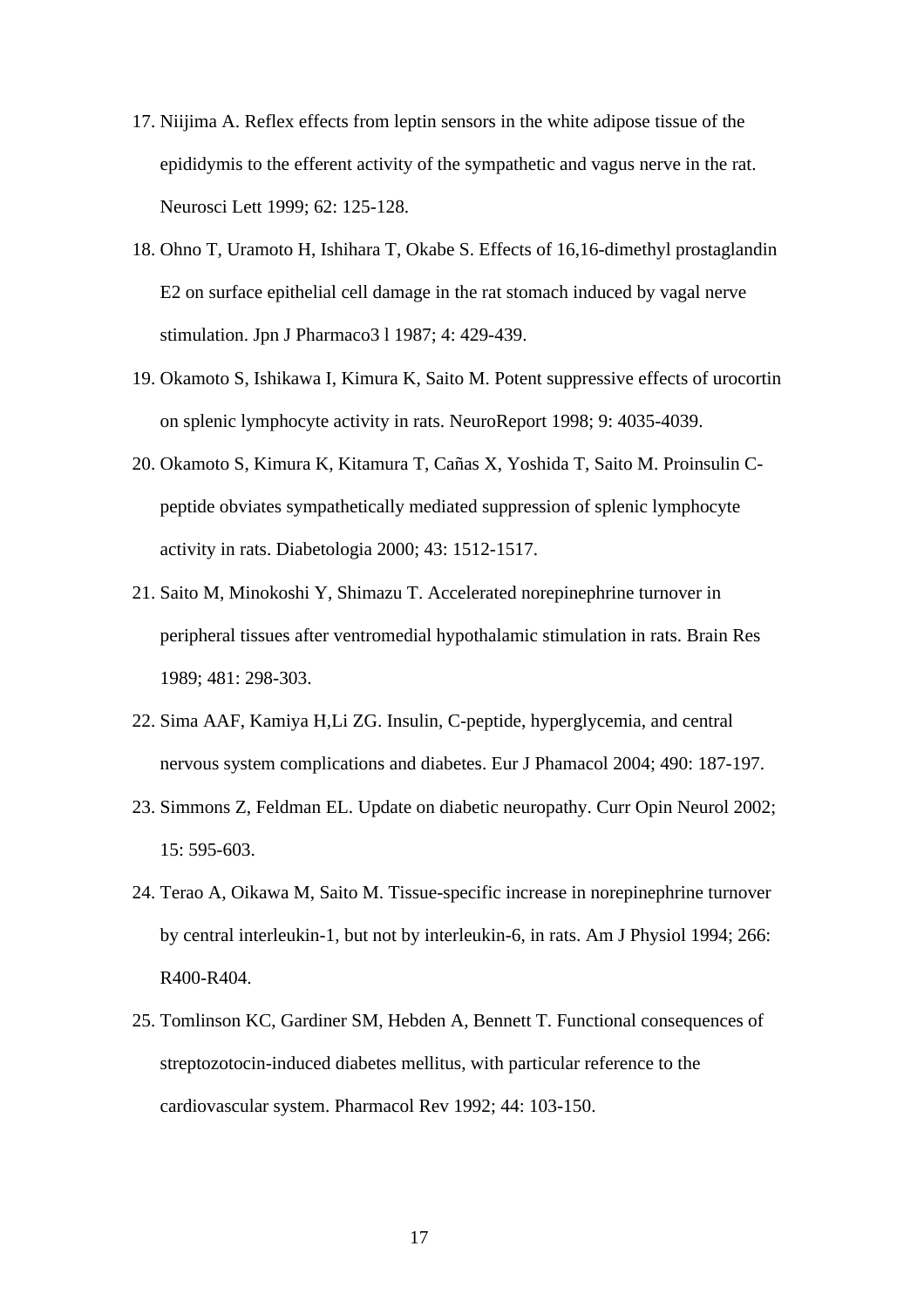17. Niijima A. Reflex effects from leptin sensors in the white adipose tissue of the epididymis to the efferent activity of the sympathetic and vagus nerve in the rat. Neurosci Lett 1999; 62: 125-128.
18. Ohno T, Uramoto H, Ishihara T, Okabe S. Effects of 16,16-dimethyl prostaglandin E2 on surface epithelial cell damage in the rat stomach induced by vagal nerve stimulation. Jpn J Pharmaco3 l 1987; 4: 429-439.
19. Okamoto S, Ishikawa I, Kimura K, Saito M. Potent suppressive effects of urocortin on splenic lymphocyte activity in rats. NeuroReport 1998; 9: 4035-4039.
20. Okamoto S, Kimura K, Kitamura T, Cañas X, Yoshida T, Saito M. Proinsulin C-peptide obviates sympathetically mediated suppression of splenic lymphocyte activity in rats. Diabetologia 2000; 43: 1512-1517.
21. Saito M, Minokoshi Y, Shimazu T. Accelerated norepinephrine turnover in peripheral tissues after ventromedial hypothalamic stimulation in rats. Brain Res 1989; 481: 298-303.
22. Sima AAF, Kamiya H,Li ZG. Insulin, C-peptide, hyperglycemia, and central nervous system complications and diabetes. Eur J Phamacol 2004; 490: 187-197.
23. Simmons Z, Feldman EL. Update on diabetic neuropathy. Curr Opin Neurol 2002; 15: 595-603.
24. Terao A, Oikawa M, Saito M. Tissue-specific increase in norepinephrine turnover by central interleukin-1, but not by interleukin-6, in rats. Am J Physiol 1994; 266: R400-R404.
25. Tomlinson KC, Gardiner SM, Hebden A, Bennett T. Functional consequences of streptozotocin-induced diabetes mellitus, with particular reference to the cardiovascular system. Pharmacol Rev 1992; 44: 103-150.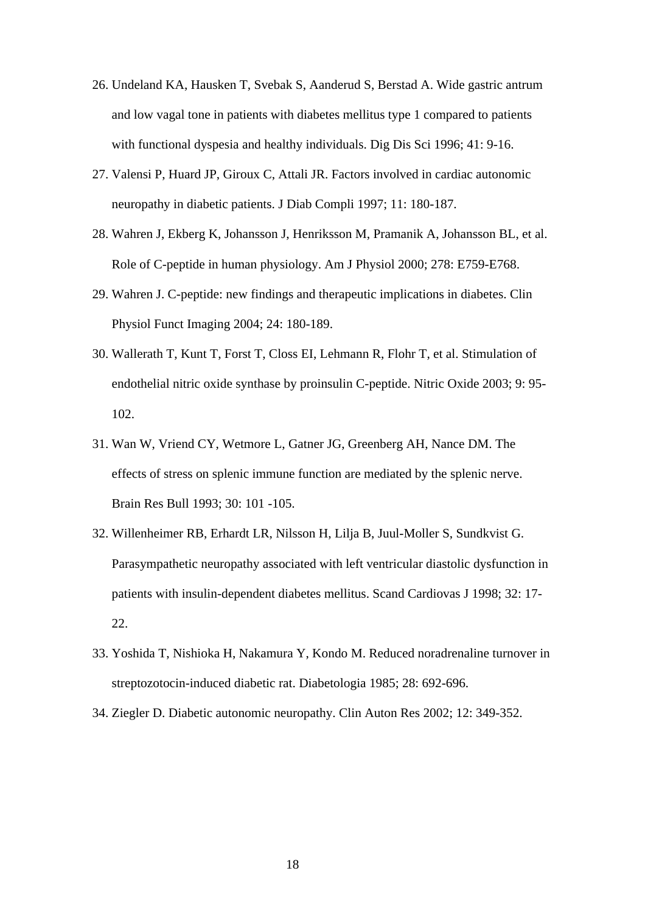26. Undeland KA, Hausken T, Svebak S, Aanderud S, Berstad A. Wide gastric antrum and low vagal tone in patients with diabetes mellitus type 1 compared to patients with functional dyspepsia and healthy individuals. Dig Dis Sci 1996; 41: 9-16.
27. Valensi P, Huard JP, Giroux C, Attali JR. Factors involved in cardiac autonomic neuropathy in diabetic patients. J Diab Compli 1997; 11: 180-187.
28. Wahren J, Ekberg K, Johansson J, Henriksson M, Pramanik A, Johansson BL, et al. Role of C-peptide in human physiology. Am J Physiol 2000; 278: E759-E768.
29. Wahren J. C-peptide: new findings and therapeutic implications in diabetes. Clin Physiol Funct Imaging 2004; 24: 180-189.
30. Wallerath T, Kunt T, Forst T, Closs EI, Lehmann R, Flohr T, et al. Stimulation of endothelial nitric oxide synthase by proinsulin C-peptide. Nitric Oxide 2003; 9: 95-102.
31. Wan W, Vriend CY, Wetmore L, Gatner JG, Greenberg AH, Nance DM. The effects of stress on splenic immune function are mediated by the splenic nerve. Brain Res Bull 1993; 30: 101 -105.
32. Willenheimer RB, Erhardt LR, Nilsson H, Lilja B, Juul-Moller S, Sundkvist G. Parasympathetic neuropathy associated with left ventricular diastolic dysfunction in patients with insulin-dependent diabetes mellitus. Scand Cardiovas J 1998; 32: 17-22.
33. Yoshida T, Nishioka H, Nakamura Y, Kondo M. Reduced noradrenaline turnover in streptozotocin-induced diabetic rat. Diabetologia 1985; 28: 692-696.
34. Ziegler D. Diabetic autonomic neuropathy. Clin Auton Res 2002; 12: 349-352.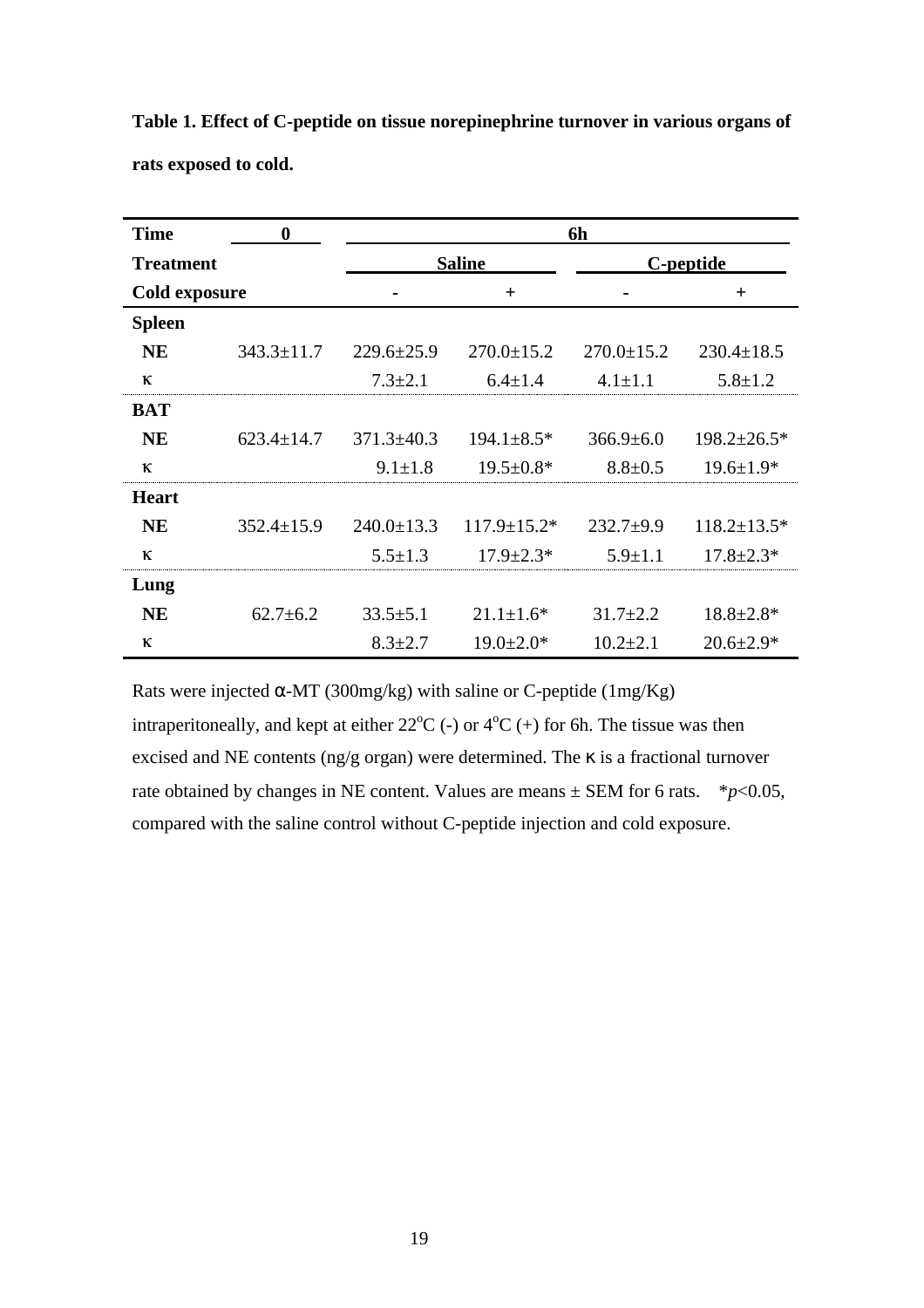**Table 1. Effect of C-peptide on tissue norepinephrine turnover in various organs of rats exposed to cold.**

| Time | 0 | 6h | | | |
|---|---|---|---|---|---|
| Treatment | | Saline | | C-peptide | |
| Cold exposure | | - | + | - | + |
| **Spleen** | | | | | |
| **NE** | 343.3±11.7 | 229.6±25.9 | 270.0±15.2 | 270.0±15.2 | 230.4±18.5 |
| κ | | 7.3±2.1 | 6.4±1.4 | 4.1±1.1 | 5.8±1.2 |
| **BAT** | | | | | |
| **NE** | 623.4±14.7 | 371.3±40.3 | 194.1±8.5* | 366.9±6.0 | 198.2±26.5* |
| κ | | 9.1±1.8 | 19.5±0.8* | 8.8±0.5 | 19.6±1.9* |
| **Heart** | | | | | |
| **NE** | 352.4±15.9 | 240.0±13.3 | 117.9±15.2* | 232.7±9.9 | 118.2±13.5* |
| κ | | 5.5±1.3 | 17.9±2.3* | 5.9±1.1 | 17.8±2.3* |
| **Lung** | | | | | |
| **NE** | 62.7±6.2 | 33.5±5.1 | 21.1±1.6* | 31.7±2.2 | 18.8±2.8* |
| κ | | 8.3±2.7 | 19.0±2.0* | 10.2±2.1 | 20.6±2.9* |

Rats were injected α-MT (300mg/kg) with saline or C-peptide (1mg/Kg) intraperitoneally, and kept at either 22°C (-) or 4°C (+) for 6h. The tissue was then excised and NE contents (ng/g organ) were determined. The κ is a fractional turnover rate obtained by changes in NE content. Values are means ± SEM for 6 rats. *$p$<0.05, compared with the saline control without C-peptide injection and cold exposure.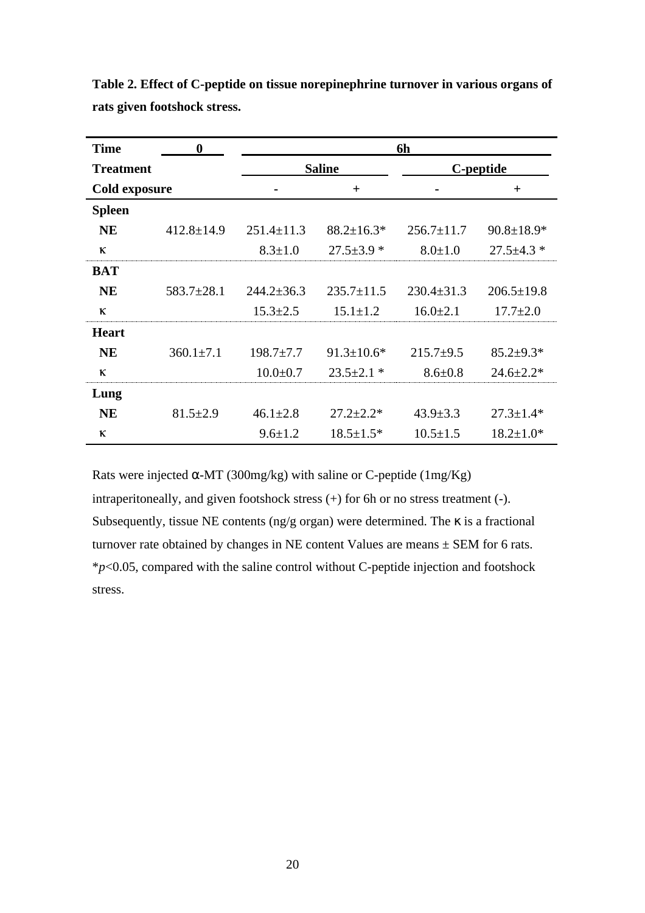**Table 2. Effect of C-peptide on tissue norepinephrine turnover in various organs of rats given footshock stress.**

| Time | 0 | 6h | | | |
|---|---|---|---|---|---|
| Treatment | | Saline | | C-peptide | |
| Cold exposure | | - | + | - | + |
| **Spleen** | | | | | |
| **NE** | 412.8±14.9 | 251.4±11.3 | 88.2±16.3* | 256.7±11.7 | 90.8±18.9* |
| κ | | 8.3±1.0 | 27.5±3.9 * | 8.0±1.0 | 27.5±4.3 * |
| **BAT** | | | | | |
| **NE** | 583.7±28.1 | 244.2±36.3 | 235.7±11.5 | 230.4±31.3 | 206.5±19.8 |
| κ | | 15.3±2.5 | 15.1±1.2 | 16.0±2.1 | 17.7±2.0 |
| **Heart** | | | | | |
| **NE** | 360.1±7.1 | 198.7±7.7 | 91.3±10.6* | 215.7±9.5 | 85.2±9.3* |
| κ | | 10.0±0.7 | 23.5±2.1 * | 8.6±0.8 | 24.6±2.2* |
| **Lung** | | | | | |
| **NE** | 81.5±2.9 | 46.1±2.8 | 27.2±2.2* | 43.9±3.3 | 27.3±1.4* |
| κ | | 9.6±1.2 | 18.5±1.5* | 10.5±1.5 | 18.2±1.0* |

Rats were injected α-MT (300mg/kg) with saline or C-peptide (1mg/Kg) intraperitoneally, and given footshock stress (+) for 6h or no stress treatment (-). Subsequently, tissue NE contents (ng/g organ) were determined. The κ is a fractional turnover rate obtained by changes in NE content Values are means ± SEM for 6 rats. *$p$<0.05, compared with the saline control without C-peptide injection and footshock stress.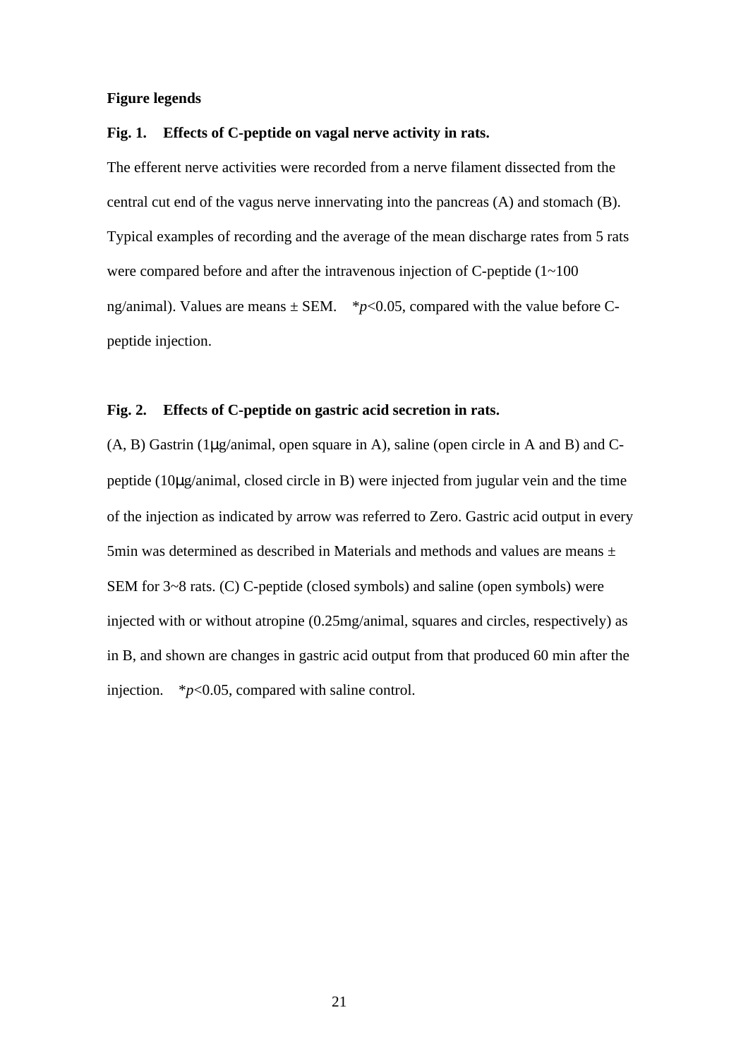**Figure legends**

**Fig. 1. Effects of C-peptide on vagal nerve activity in rats.**

The efferent nerve activities were recorded from a nerve filament dissected from the central cut end of the vagus nerve innervating into the pancreas (A) and stomach (B). Typical examples of recording and the average of the mean discharge rates from 5 rats were compared before and after the intravenous injection of C-peptide (1~100 ng/animal). Values are means ± SEM. \*$p<0.05$, compared with the value before C-peptide injection.

**Fig. 2. Effects of C-peptide on gastric acid secretion in rats.**

(A, B) Gastrin (1μg/animal, open square in A), saline (open circle in A and B) and C-peptide (10μg/animal, closed circle in B) were injected from jugular vein and the time of the injection as indicated by arrow was referred to Zero. Gastric acid output in every 5min was determined as described in Materials and methods and values are means ± SEM for 3~8 rats. (C) C-peptide (closed symbols) and saline (open symbols) were injected with or without atropine (0.25mg/animal, squares and circles, respectively) as in B, and shown are changes in gastric acid output from that produced 60 min after the injection. \*$p<0.05$, compared with saline control.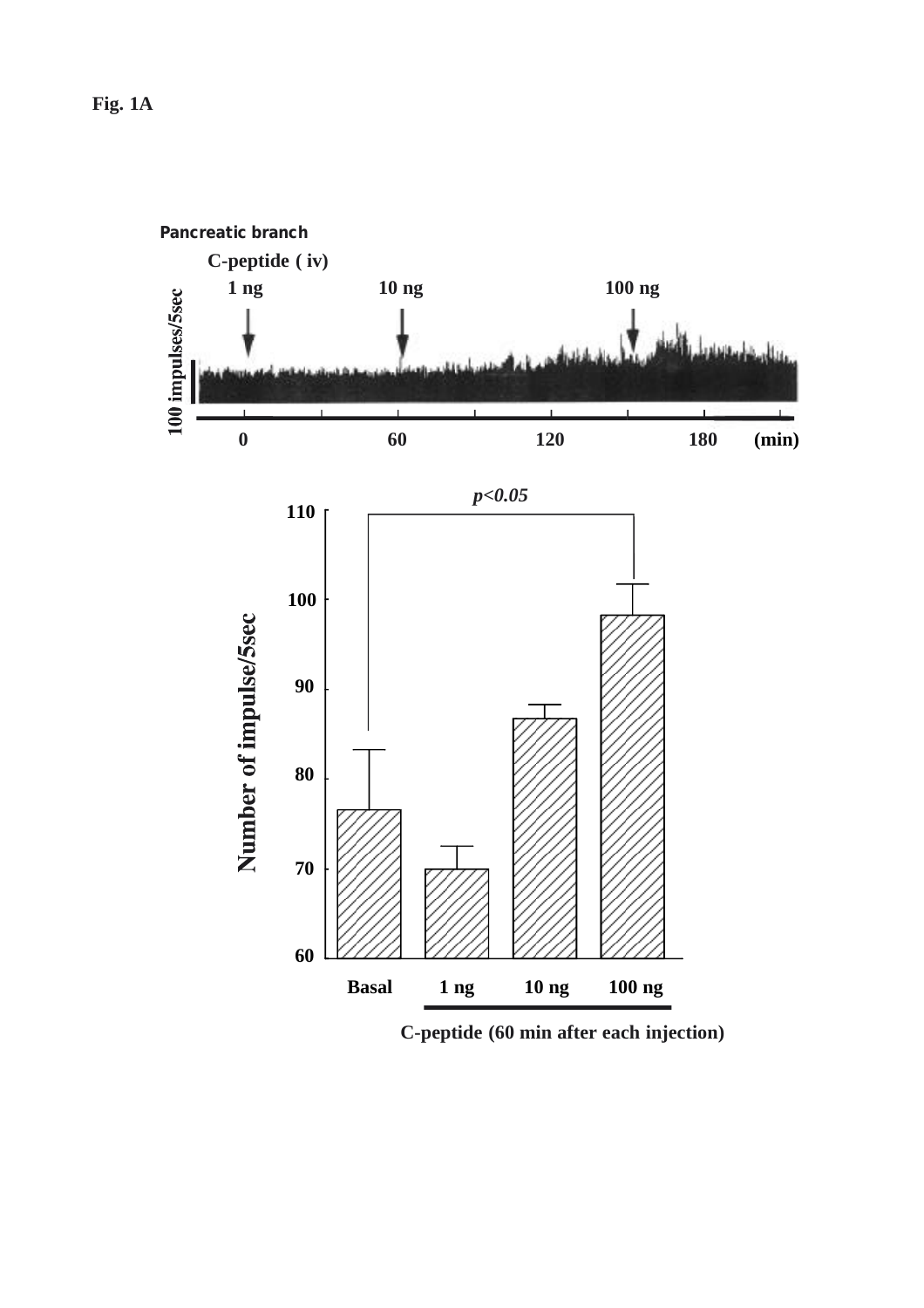**Fig. 1A**

Pancreatic branch

C-peptide ( iv)

1 ng    10 ng    100 ng

100 impulses/5sec

0    60    120    180    (min)

$p<0.05$

Number of impulse/5sec

110
100
90
80
70
60

Basal    1 ng    10 ng    100 ng

C-peptide (60 min after each injection)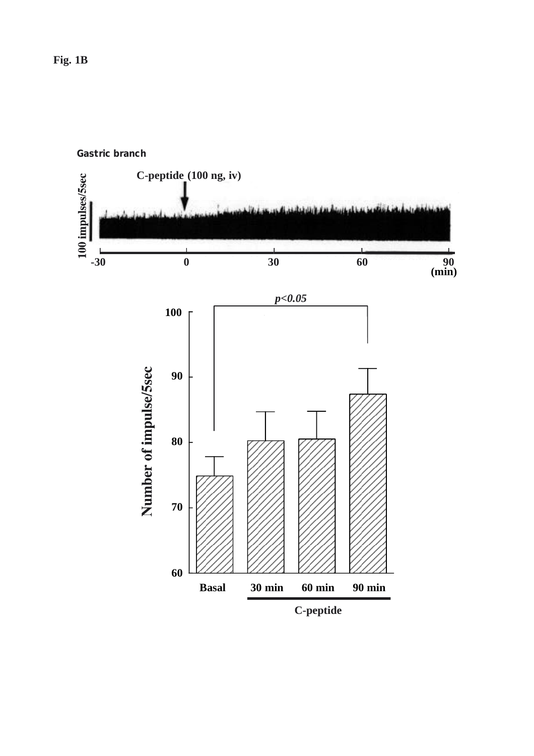**Fig. 1B**

Gastric branch

C-peptide (100 ng, iv)

100 impulses/5sec

-30 0 30 60 90 (min)

$p<0.05$

Number of impulse/5sec

100

90

80

70

60

Basal 30 min 60 min 90 min

C-peptide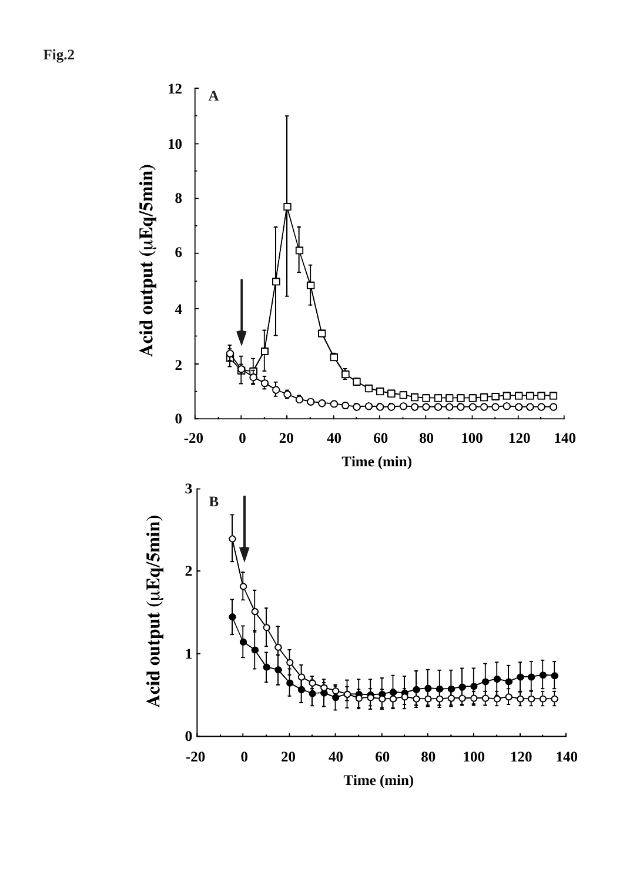**Fig.2**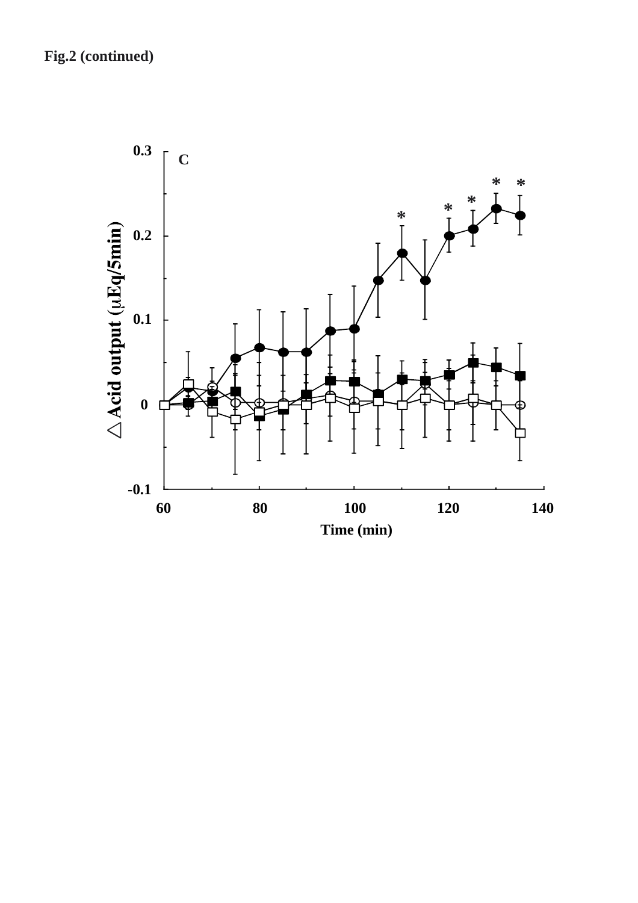**Fig.2 (continued)**

C

0.3

0.2

0.1

0

-0.1

△ Acid output (μEq/5min)

60

80

100

120

140

Time (min)

*

*

*

*

*